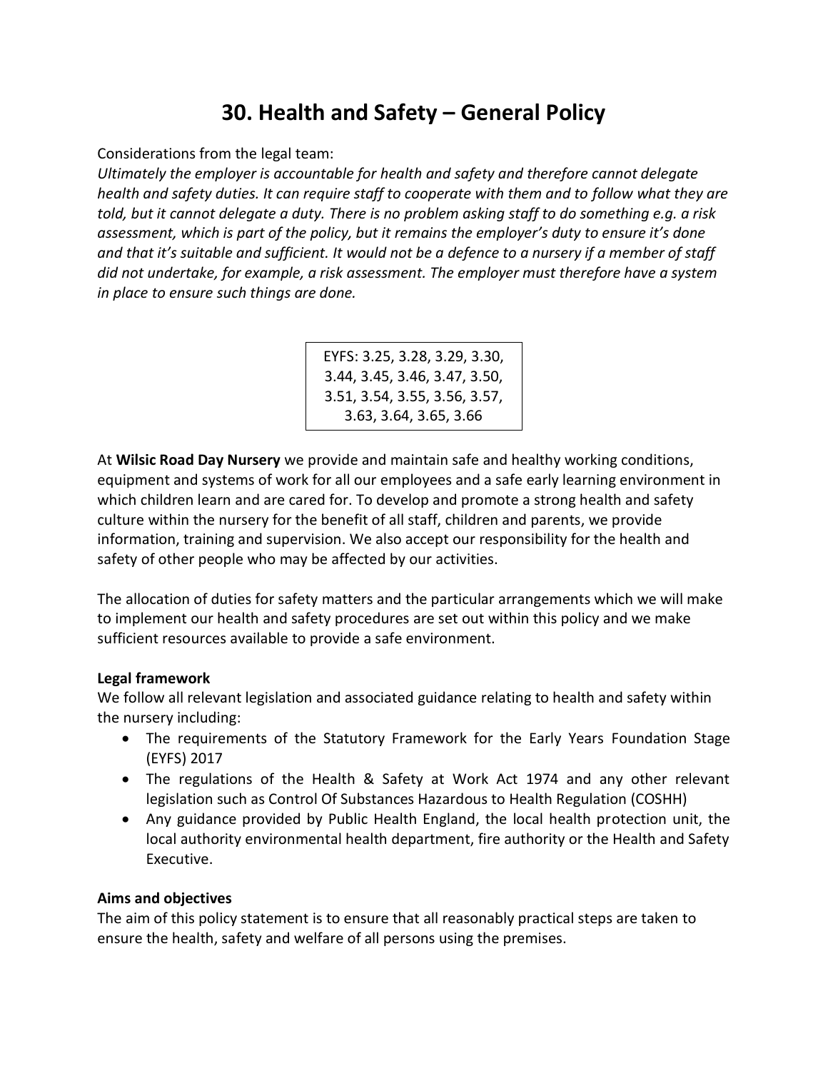# 30. Health and Safety – General Policy

Considerations from the legal team:

*Ultimately the employer is accountable for health and safety and therefore cannot delegate health and safety duties. It can require staff to cooperate with them and to follow what they are told, but it cannot delegate a duty. There is no problem asking staff to do something e.g. a risk assessment, which is part of the policy, but it remains the employer's duty to ensure it's done and that it's suitable and sufficient. It would not be a defence to a nursery if a member of staff did not undertake, for example, a risk assessment. The employer must therefore have a system in place to ensure such things are done.*

| EYFS: 3.25, 3.28, 3.29, 3.30, 3.44, 3.45, 3.46, 3.47, 3.50, 3.51, 3.54, 3.55, 3.56, 3.57, 3.63, 3.64, 3.65, 3.66 |
|---|

At **Wilsic Road Day Nursery** we provide and maintain safe and healthy working conditions, equipment and systems of work for all our employees and a safe early learning environment in which children learn and are cared for. To develop and promote a strong health and safety culture within the nursery for the benefit of all staff, children and parents, we provide information, training and supervision. We also accept our responsibility for the health and safety of other people who may be affected by our activities.

The allocation of duties for safety matters and the particular arrangements which we will make to implement our health and safety procedures are set out within this policy and we make sufficient resources available to provide a safe environment.

**Legal framework**

We follow all relevant legislation and associated guidance relating to health and safety within the nursery including:

- The requirements of the Statutory Framework for the Early Years Foundation Stage (EYFS) 2017
- The regulations of the Health & Safety at Work Act 1974 and any other relevant legislation such as Control Of Substances Hazardous to Health Regulation (COSHH)
- Any guidance provided by Public Health England, the local health protection unit, the local authority environmental health department, fire authority or the Health and Safety Executive.

**Aims and objectives**

The aim of this policy statement is to ensure that all reasonably practical steps are taken to ensure the health, safety and welfare of all persons using the premises.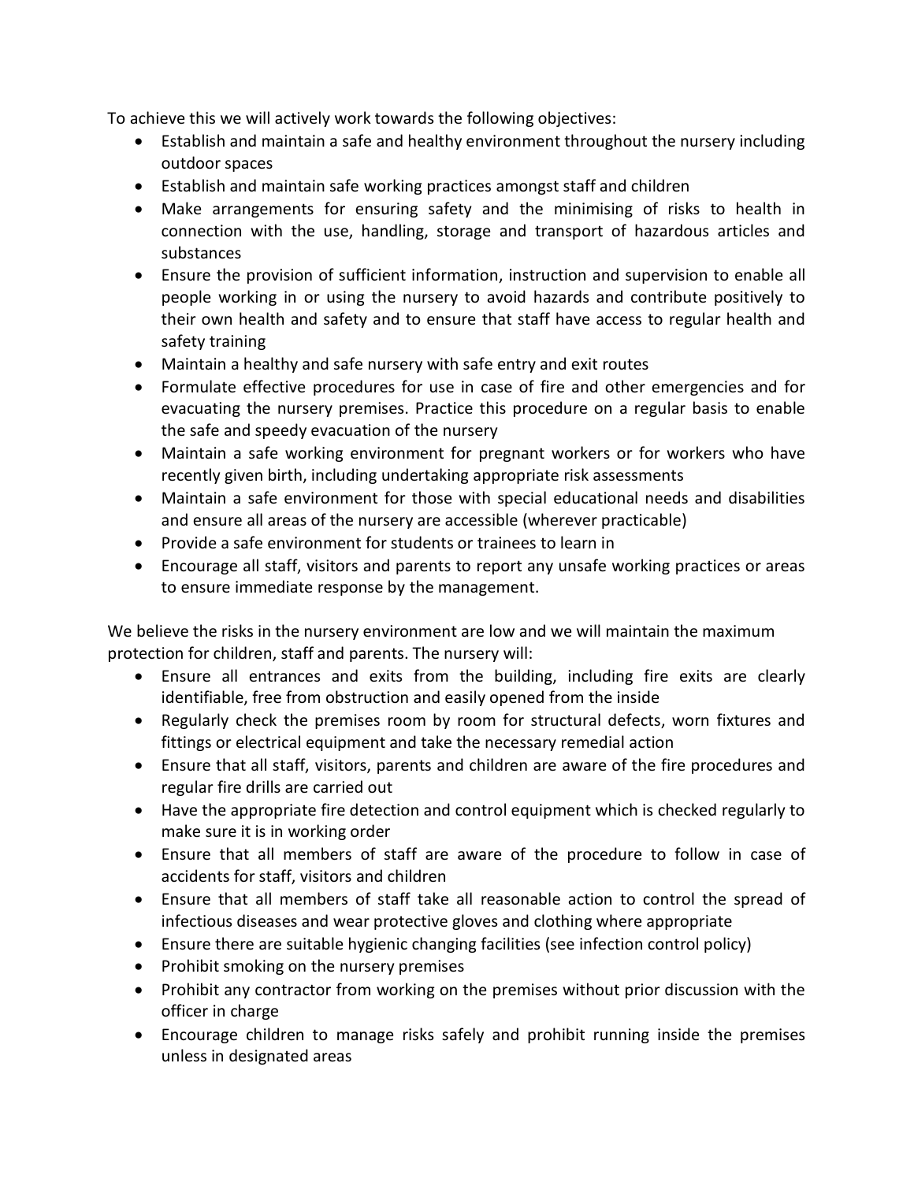To achieve this we will actively work towards the following objectives:

- Establish and maintain a safe and healthy environment throughout the nursery including outdoor spaces
- Establish and maintain safe working practices amongst staff and children
- Make arrangements for ensuring safety and the minimising of risks to health in connection with the use, handling, storage and transport of hazardous articles and substances
- Ensure the provision of sufficient information, instruction and supervision to enable all people working in or using the nursery to avoid hazards and contribute positively to their own health and safety and to ensure that staff have access to regular health and safety training
- Maintain a healthy and safe nursery with safe entry and exit routes
- Formulate effective procedures for use in case of fire and other emergencies and for evacuating the nursery premises. Practice this procedure on a regular basis to enable the safe and speedy evacuation of the nursery
- Maintain a safe working environment for pregnant workers or for workers who have recently given birth, including undertaking appropriate risk assessments
- Maintain a safe environment for those with special educational needs and disabilities and ensure all areas of the nursery are accessible (wherever practicable)
- Provide a safe environment for students or trainees to learn in
- Encourage all staff, visitors and parents to report any unsafe working practices or areas to ensure immediate response by the management.

We believe the risks in the nursery environment are low and we will maintain the maximum protection for children, staff and parents. The nursery will:

- Ensure all entrances and exits from the building, including fire exits are clearly identifiable, free from obstruction and easily opened from the inside
- Regularly check the premises room by room for structural defects, worn fixtures and fittings or electrical equipment and take the necessary remedial action
- Ensure that all staff, visitors, parents and children are aware of the fire procedures and regular fire drills are carried out
- Have the appropriate fire detection and control equipment which is checked regularly to make sure it is in working order
- Ensure that all members of staff are aware of the procedure to follow in case of accidents for staff, visitors and children
- Ensure that all members of staff take all reasonable action to control the spread of infectious diseases and wear protective gloves and clothing where appropriate
- Ensure there are suitable hygienic changing facilities (see infection control policy)
- Prohibit smoking on the nursery premises
- Prohibit any contractor from working on the premises without prior discussion with the officer in charge
- Encourage children to manage risks safely and prohibit running inside the premises unless in designated areas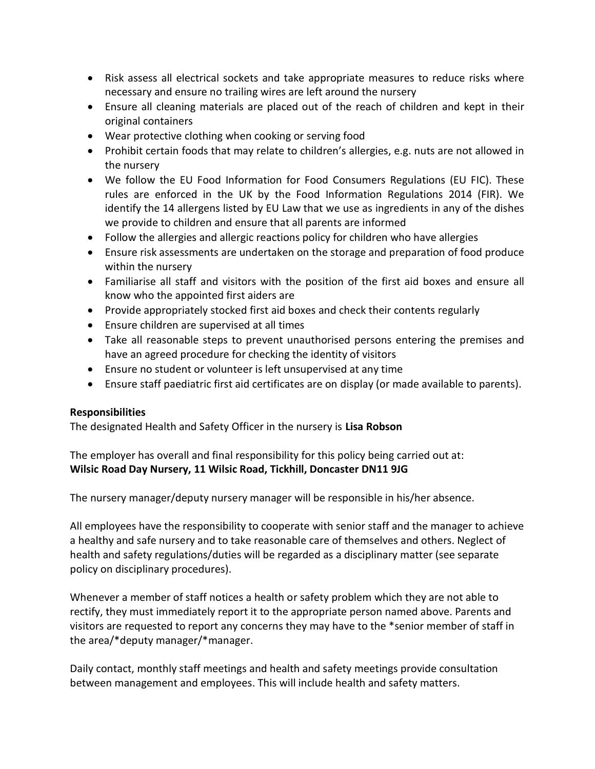- Risk assess all electrical sockets and take appropriate measures to reduce risks where necessary and ensure no trailing wires are left around the nursery
- Ensure all cleaning materials are placed out of the reach of children and kept in their original containers
- Wear protective clothing when cooking or serving food
- Prohibit certain foods that may relate to children's allergies, e.g. nuts are not allowed in the nursery
- We follow the EU Food Information for Food Consumers Regulations (EU FIC). These rules are enforced in the UK by the Food Information Regulations 2014 (FIR). We identify the 14 allergens listed by EU Law that we use as ingredients in any of the dishes we provide to children and ensure that all parents are informed
- Follow the allergies and allergic reactions policy for children who have allergies
- Ensure risk assessments are undertaken on the storage and preparation of food produce within the nursery
- Familiarise all staff and visitors with the position of the first aid boxes and ensure all know who the appointed first aiders are
- Provide appropriately stocked first aid boxes and check their contents regularly
- Ensure children are supervised at all times
- Take all reasonable steps to prevent unauthorised persons entering the premises and have an agreed procedure for checking the identity of visitors
- Ensure no student or volunteer is left unsupervised at any time
- Ensure staff paediatric first aid certificates are on display (or made available to parents).

**Responsibilities**

The designated Health and Safety Officer in the nursery is **Lisa Robson**

The employer has overall and final responsibility for this policy being carried out at:
**Wilsic Road Day Nursery, 11 Wilsic Road, Tickhill, Doncaster DN11 9JG**

The nursery manager/deputy nursery manager will be responsible in his/her absence.

All employees have the responsibility to cooperate with senior staff and the manager to achieve a healthy and safe nursery and to take reasonable care of themselves and others. Neglect of health and safety regulations/duties will be regarded as a disciplinary matter (see separate policy on disciplinary procedures).

Whenever a member of staff notices a health or safety problem which they are not able to rectify, they must immediately report it to the appropriate person named above. Parents and visitors are requested to report any concerns they may have to the *senior member of staff in the area/*deputy manager/*manager.

Daily contact, monthly staff meetings and health and safety meetings provide consultation between management and employees. This will include health and safety matters.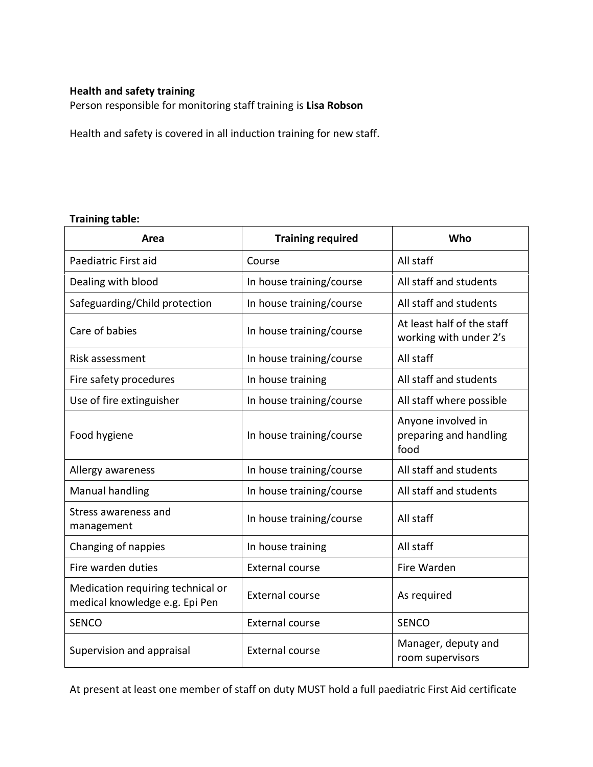**Health and safety training**

Person responsible for monitoring staff training is **Lisa Robson**

Health and safety is covered in all induction training for new staff.

**Training table:**

| Area | Training required | Who |
|---|---|---|
| Paediatric First aid | Course | All staff |
| Dealing with blood | In house training/course | All staff and students |
| Safeguarding/Child protection | In house training/course | All staff and students |
| Care of babies | In house training/course | At least half of the staff working with under 2's |
| Risk assessment | In house training/course | All staff |
| Fire safety procedures | In house training | All staff and students |
| Use of fire extinguisher | In house training/course | All staff where possible |
| Food hygiene | In house training/course | Anyone involved in preparing and handling food |
| Allergy awareness | In house training/course | All staff and students |
| Manual handling | In house training/course | All staff and students |
| Stress awareness and management | In house training/course | All staff |
| Changing of nappies | In house training | All staff |
| Fire warden duties | External course | Fire Warden |
| Medication requiring technical or medical knowledge e.g. Epi Pen | External course | As required |
| SENCO | External course | SENCO |
| Supervision and appraisal | External course | Manager, deputy and room supervisors |

At present at least one member of staff on duty MUST hold a full paediatric First Aid certificate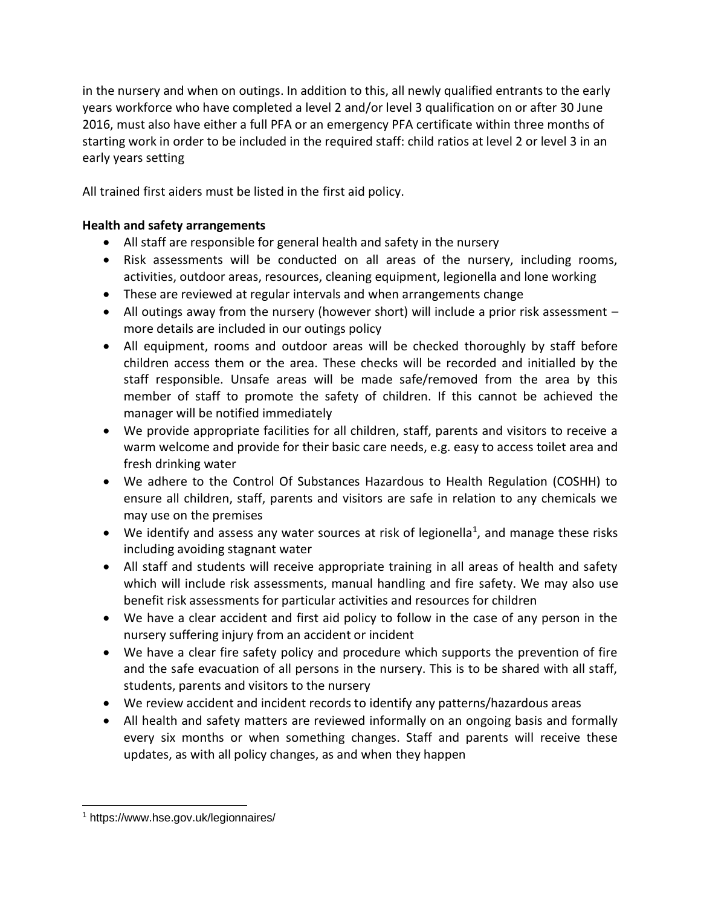in the nursery and when on outings. In addition to this, all newly qualified entrants to the early years workforce who have completed a level 2 and/or level 3 qualification on or after 30 June 2016, must also have either a full PFA or an emergency PFA certificate within three months of starting work in order to be included in the required staff: child ratios at level 2 or level 3 in an early years setting

All trained first aiders must be listed in the first aid policy.

**Health and safety arrangements**

- All staff are responsible for general health and safety in the nursery
- Risk assessments will be conducted on all areas of the nursery, including rooms, activities, outdoor areas, resources, cleaning equipment, legionella and lone working
- These are reviewed at regular intervals and when arrangements change
- All outings away from the nursery (however short) will include a prior risk assessment – more details are included in our outings policy
- All equipment, rooms and outdoor areas will be checked thoroughly by staff before children access them or the area. These checks will be recorded and initialled by the staff responsible. Unsafe areas will be made safe/removed from the area by this member of staff to promote the safety of children. If this cannot be achieved the manager will be notified immediately
- We provide appropriate facilities for all children, staff, parents and visitors to receive a warm welcome and provide for their basic care needs, e.g. easy to access toilet area and fresh drinking water
- We adhere to the Control Of Substances Hazardous to Health Regulation (COSHH) to ensure all children, staff, parents and visitors are safe in relation to any chemicals we may use on the premises
- We identify and assess any water sources at risk of legionella[1], and manage these risks including avoiding stagnant water
- All staff and students will receive appropriate training in all areas of health and safety which will include risk assessments, manual handling and fire safety. We may also use benefit risk assessments for particular activities and resources for children
- We have a clear accident and first aid policy to follow in the case of any person in the nursery suffering injury from an accident or incident
- We have a clear fire safety policy and procedure which supports the prevention of fire and the safe evacuation of all persons in the nursery. This is to be shared with all staff, students, parents and visitors to the nursery
- We review accident and incident records to identify any patterns/hazardous areas
- All health and safety matters are reviewed informally on an ongoing basis and formally every six months or when something changes. Staff and parents will receive these updates, as with all policy changes, as and when they happen

---

[1] https://www.hse.gov.uk/legionnaires/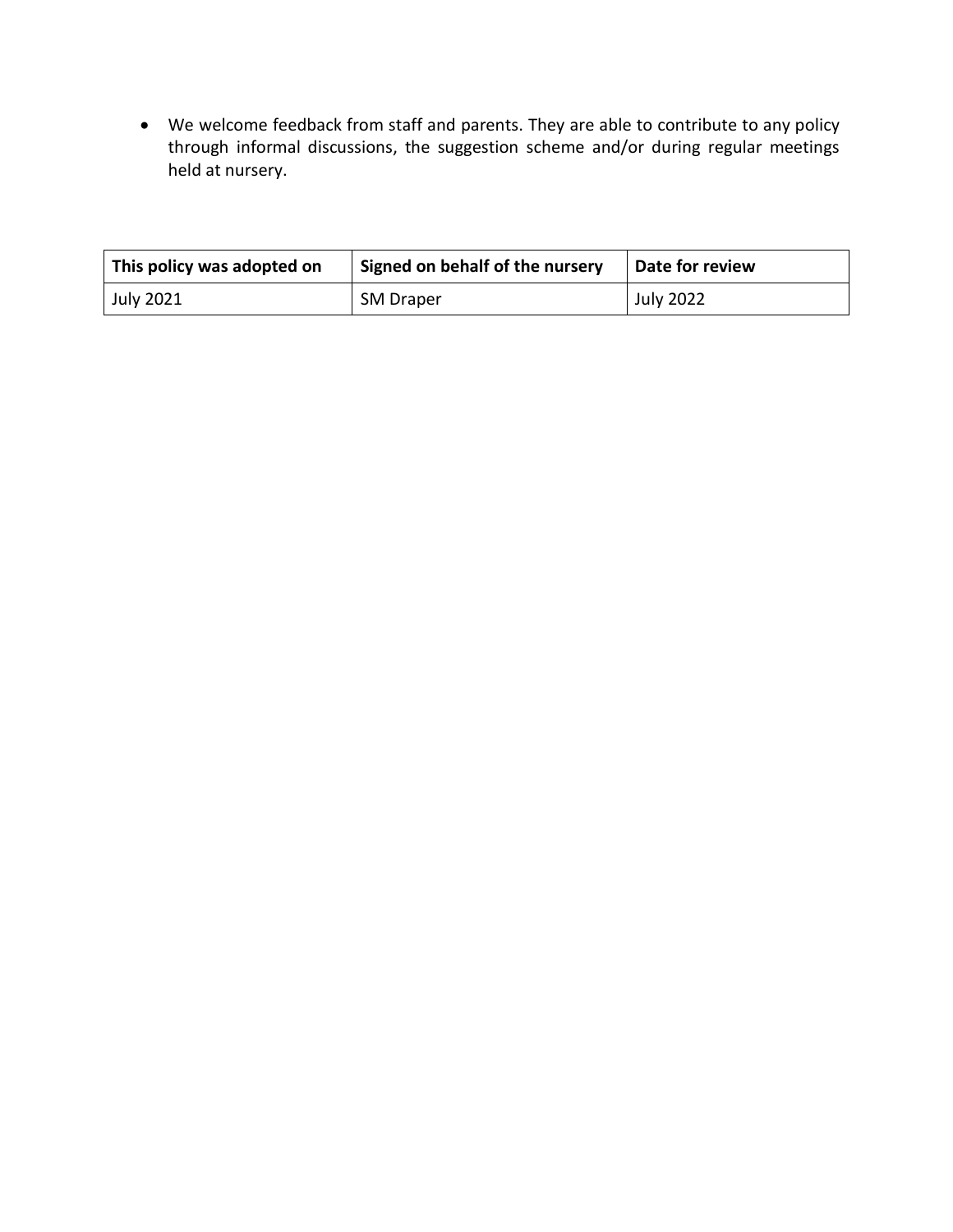- We welcome feedback from staff and parents. They are able to contribute to any policy through informal discussions, the suggestion scheme and/or during regular meetings held at nursery.

| This policy was adopted on | Signed on behalf of the nursery | Date for review |
| --- | --- | --- |
| July 2021 | SM Draper | July 2022 |